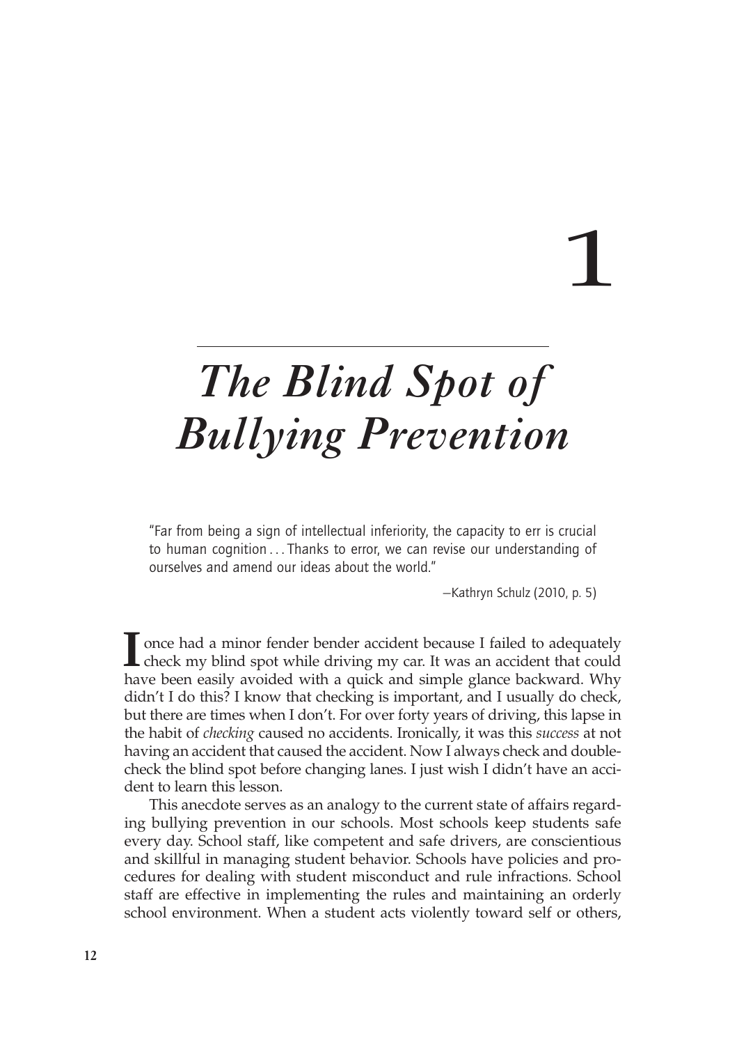# 1

# *The Blind Spot of Bullying Prevention*

> "Far from being a sign of intellectual inferiority, the capacity to err is crucial to human cognition . . . Thanks to error, we can revise our understanding of ourselves and amend our ideas about the world."
>
> —Kathryn Schulz (2010, p. 5)

I once had a minor fender bender accident because I failed to adequately check my blind spot while driving my car. It was an accident that could have been easily avoided with a quick and simple glance backward. Why didn't I do this? I know that checking is important, and I usually do check, but there are times when I don't. For over forty years of driving, this lapse in the habit of *checking* caused no accidents. Ironically, it was this *success* at not having an accident that caused the accident. Now I always check and double-check the blind spot before changing lanes. I just wish I didn't have an accident to learn this lesson.

This anecdote serves as an analogy to the current state of affairs regarding bullying prevention in our schools. Most schools keep students safe every day. School staff, like competent and safe drivers, are conscientious and skillful in managing student behavior. Schools have policies and procedures for dealing with student misconduct and rule infractions. School staff are effective in implementing the rules and maintaining an orderly school environment. When a student acts violently toward self or others,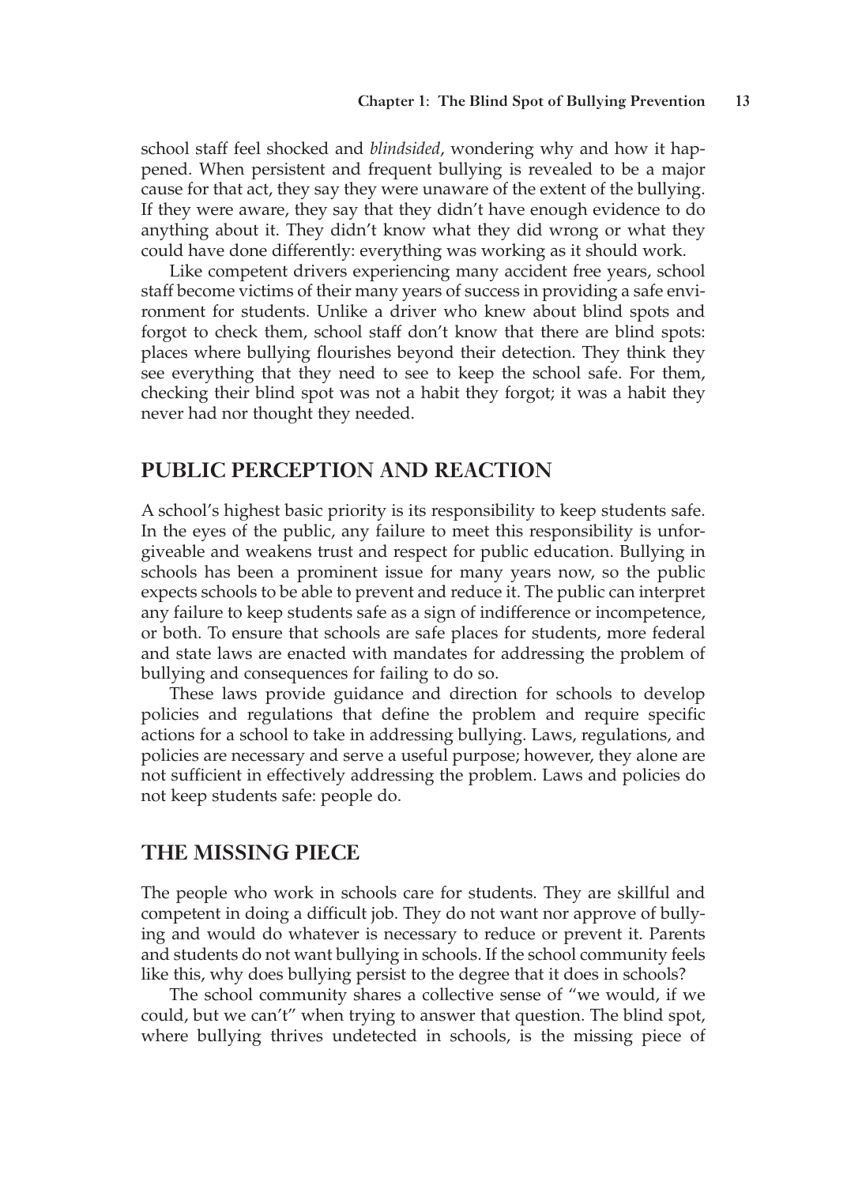school staff feel shocked and *blindsided*, wondering why and how it happened. When persistent and frequent bullying is revealed to be a major cause for that act, they say they were unaware of the extent of the bullying. If they were aware, they say that they didn't have enough evidence to do anything about it. They didn't know what they did wrong or what they could have done differently: everything was working as it should work.

Like competent drivers experiencing many accident free years, school staff become victims of their many years of success in providing a safe environment for students. Unlike a driver who knew about blind spots and forgot to check them, school staff don't know that there are blind spots: places where bullying flourishes beyond their detection. They think they see everything that they need to see to keep the school safe. For them, checking their blind spot was not a habit they forgot; it was a habit they never had nor thought they needed.

## PUBLIC PERCEPTION AND REACTION

A school's highest basic priority is its responsibility to keep students safe. In the eyes of the public, any failure to meet this responsibility is unforgiveable and weakens trust and respect for public education. Bullying in schools has been a prominent issue for many years now, so the public expects schools to be able to prevent and reduce it. The public can interpret any failure to keep students safe as a sign of indifference or incompetence, or both. To ensure that schools are safe places for students, more federal and state laws are enacted with mandates for addressing the problem of bullying and consequences for failing to do so.

These laws provide guidance and direction for schools to develop policies and regulations that define the problem and require specific actions for a school to take in addressing bullying. Laws, regulations, and policies are necessary and serve a useful purpose; however, they alone are not sufficient in effectively addressing the problem. Laws and policies do not keep students safe: people do.

## THE MISSING PIECE

The people who work in schools care for students. They are skillful and competent in doing a difficult job. They do not want nor approve of bullying and would do whatever is necessary to reduce or prevent it. Parents and students do not want bullying in schools. If the school community feels like this, why does bullying persist to the degree that it does in schools?

The school community shares a collective sense of "we would, if we could, but we can't" when trying to answer that question. The blind spot, where bullying thrives undetected in schools, is the missing piece of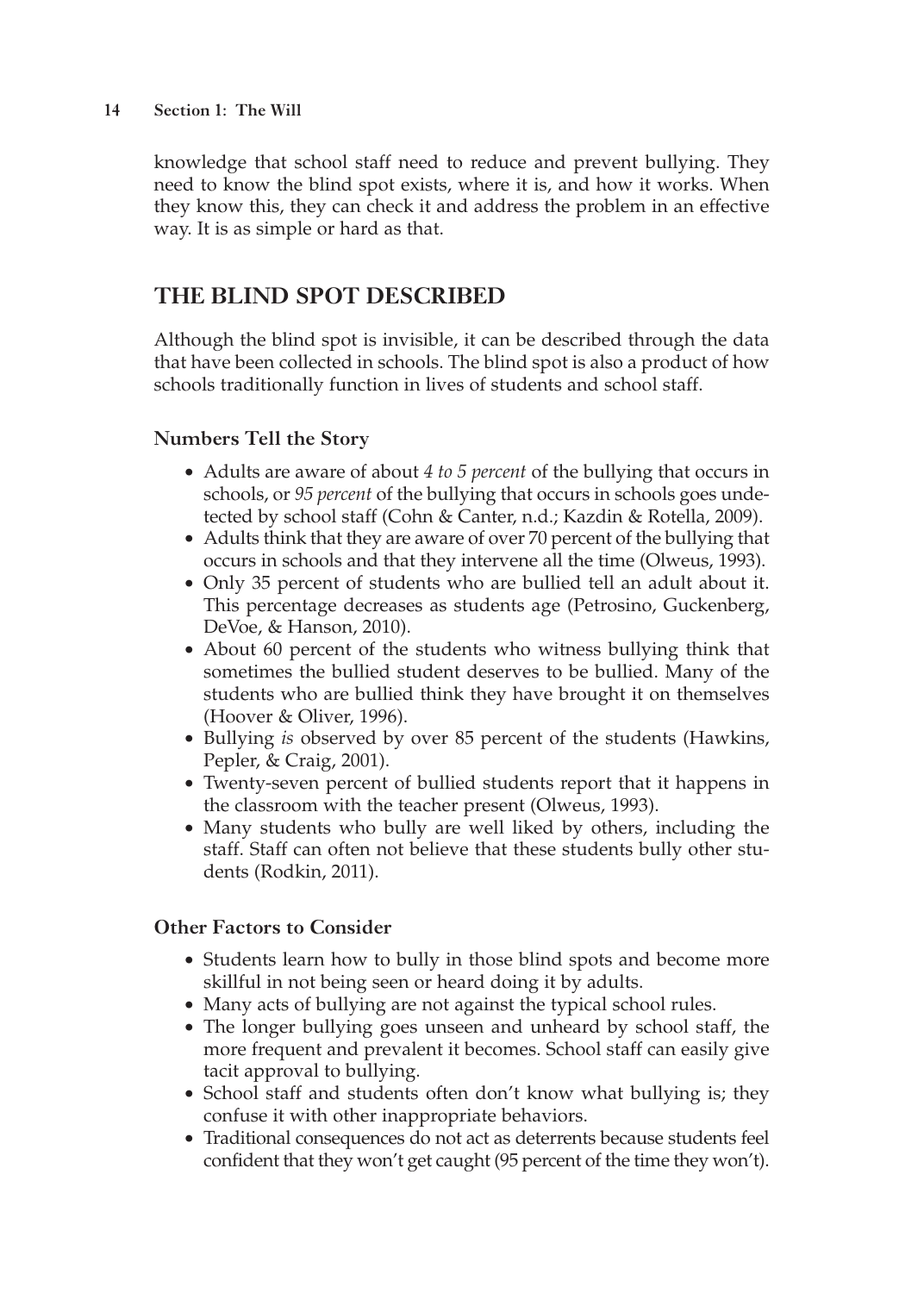knowledge that school staff need to reduce and prevent bullying. They need to know the blind spot exists, where it is, and how it works. When they know this, they can check it and address the problem in an effective way. It is as simple or hard as that.

## THE BLIND SPOT DESCRIBED

Although the blind spot is invisible, it can be described through the data that have been collected in schools. The blind spot is also a product of how schools traditionally function in lives of students and school staff.

### Numbers Tell the Story

- Adults are aware of about *4 to 5 percent* of the bullying that occurs in schools, or *95 percent* of the bullying that occurs in schools goes undetected by school staff (Cohn & Canter, n.d.; Kazdin & Rotella, 2009).
- Adults think that they are aware of over 70 percent of the bullying that occurs in schools and that they intervene all the time (Olweus, 1993).
- Only 35 percent of students who are bullied tell an adult about it. This percentage decreases as students age (Petrosino, Guckenberg, DeVoe, & Hanson, 2010).
- About 60 percent of the students who witness bullying think that sometimes the bullied student deserves to be bullied. Many of the students who are bullied think they have brought it on themselves (Hoover & Oliver, 1996).
- Bullying *is* observed by over 85 percent of the students (Hawkins, Pepler, & Craig, 2001).
- Twenty-seven percent of bullied students report that it happens in the classroom with the teacher present (Olweus, 1993).
- Many students who bully are well liked by others, including the staff. Staff can often not believe that these students bully other students (Rodkin, 2011).

### Other Factors to Consider

- Students learn how to bully in those blind spots and become more skillful in not being seen or heard doing it by adults.
- Many acts of bullying are not against the typical school rules.
- The longer bullying goes unseen and unheard by school staff, the more frequent and prevalent it becomes. School staff can easily give tacit approval to bullying.
- School staff and students often don't know what bullying is; they confuse it with other inappropriate behaviors.
- Traditional consequences do not act as deterrents because students feel confident that they won't get caught (95 percent of the time they won't).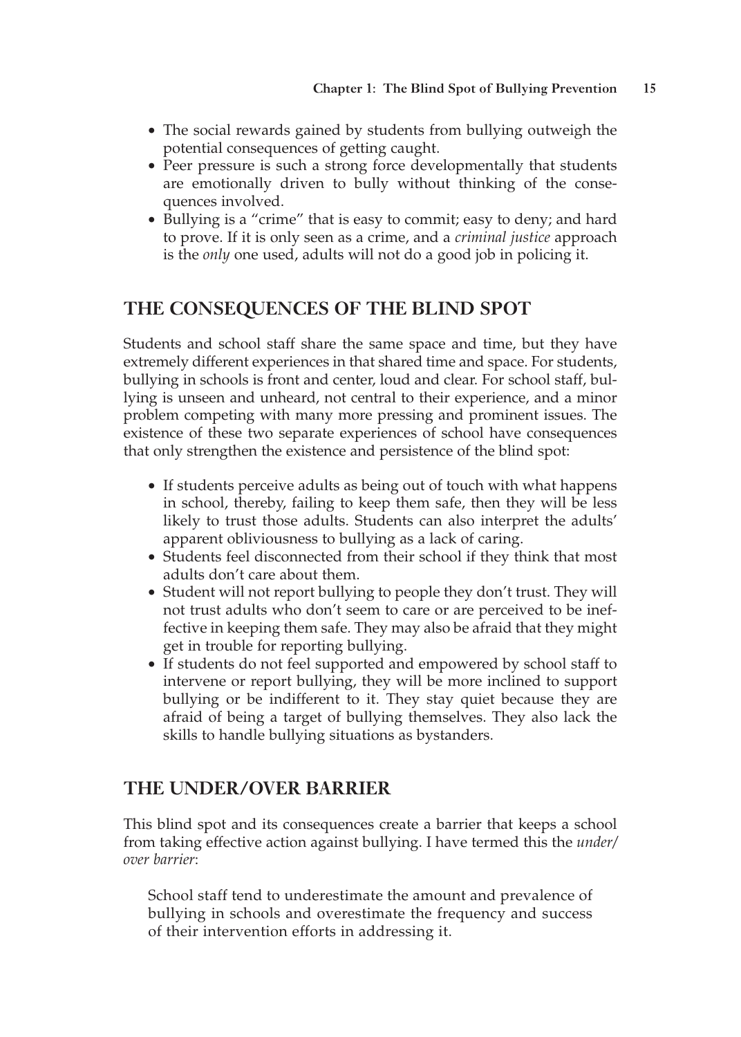- The social rewards gained by students from bullying outweigh the potential consequences of getting caught.
- Peer pressure is such a strong force developmentally that students are emotionally driven to bully without thinking of the consequences involved.
- Bullying is a "crime" that is easy to commit; easy to deny; and hard to prove. If it is only seen as a crime, and a *criminal justice* approach is the *only* one used, adults will not do a good job in policing it.

## THE CONSEQUENCES OF THE BLIND SPOT

Students and school staff share the same space and time, but they have extremely different experiences in that shared time and space. For students, bullying in schools is front and center, loud and clear. For school staff, bullying is unseen and unheard, not central to their experience, and a minor problem competing with many more pressing and prominent issues. The existence of these two separate experiences of school have consequences that only strengthen the existence and persistence of the blind spot:

- If students perceive adults as being out of touch with what happens in school, thereby, failing to keep them safe, then they will be less likely to trust those adults. Students can also interpret the adults' apparent obliviousness to bullying as a lack of caring.
- Students feel disconnected from their school if they think that most adults don't care about them.
- Student will not report bullying to people they don't trust. They will not trust adults who don't seem to care or are perceived to be ineffective in keeping them safe. They may also be afraid that they might get in trouble for reporting bullying.
- If students do not feel supported and empowered by school staff to intervene or report bullying, they will be more inclined to support bullying or be indifferent to it. They stay quiet because they are afraid of being a target of bullying themselves. They also lack the skills to handle bullying situations as bystanders.

## THE UNDER/OVER BARRIER

This blind spot and its consequences create a barrier that keeps a school from taking effective action against bullying. I have termed this the *under/over barrier*:

> School staff tend to underestimate the amount and prevalence of bullying in schools and overestimate the frequency and success of their intervention efforts in addressing it.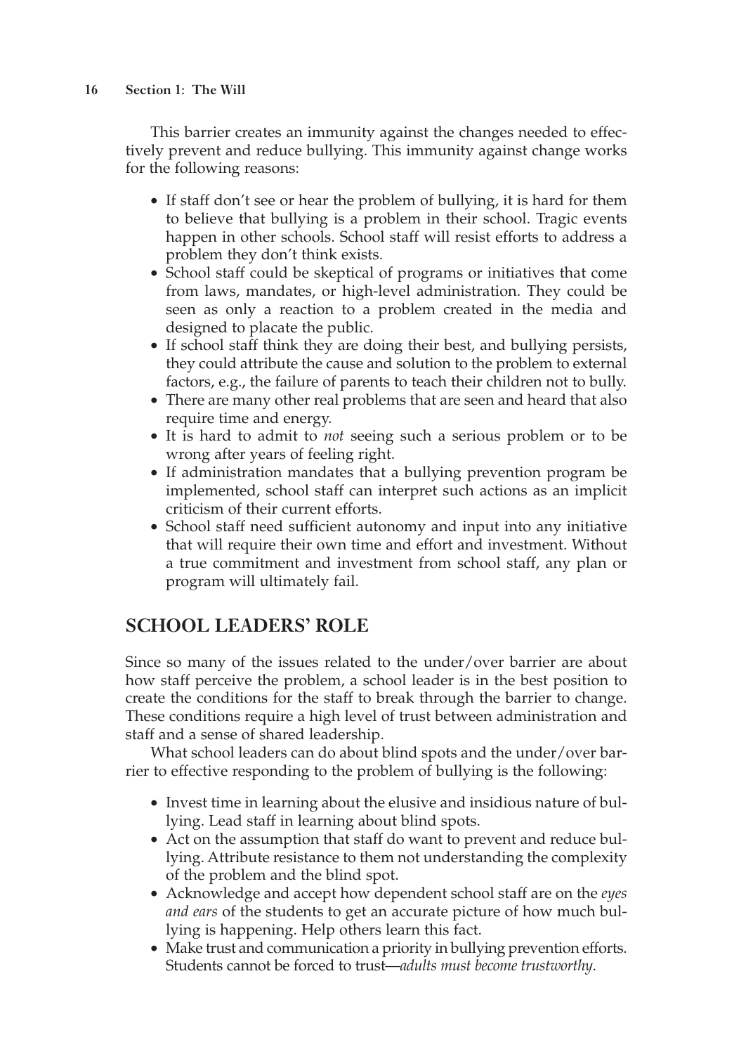This barrier creates an immunity against the changes needed to effectively prevent and reduce bullying. This immunity against change works for the following reasons:

- If staff don't see or hear the problem of bullying, it is hard for them to believe that bullying is a problem in their school. Tragic events happen in other schools. School staff will resist efforts to address a problem they don't think exists.
- School staff could be skeptical of programs or initiatives that come from laws, mandates, or high-level administration. They could be seen as only a reaction to a problem created in the media and designed to placate the public.
- If school staff think they are doing their best, and bullying persists, they could attribute the cause and solution to the problem to external factors, e.g., the failure of parents to teach their children not to bully.
- There are many other real problems that are seen and heard that also require time and energy.
- It is hard to admit to *not* seeing such a serious problem or to be wrong after years of feeling right.
- If administration mandates that a bullying prevention program be implemented, school staff can interpret such actions as an implicit criticism of their current efforts.
- School staff need sufficient autonomy and input into any initiative that will require their own time and effort and investment. Without a true commitment and investment from school staff, any plan or program will ultimately fail.

## SCHOOL LEADERS' ROLE

Since so many of the issues related to the under/over barrier are about how staff perceive the problem, a school leader is in the best position to create the conditions for the staff to break through the barrier to change. These conditions require a high level of trust between administration and staff and a sense of shared leadership.

What school leaders can do about blind spots and the under/over barrier to effective responding to the problem of bullying is the following:

- Invest time in learning about the elusive and insidious nature of bullying. Lead staff in learning about blind spots.
- Act on the assumption that staff do want to prevent and reduce bullying. Attribute resistance to them not understanding the complexity of the problem and the blind spot.
- Acknowledge and accept how dependent school staff are on the *eyes and ears* of the students to get an accurate picture of how much bullying is happening. Help others learn this fact.
- Make trust and communication a priority in bullying prevention efforts. Students cannot be forced to trust—*adults must become trustworthy*.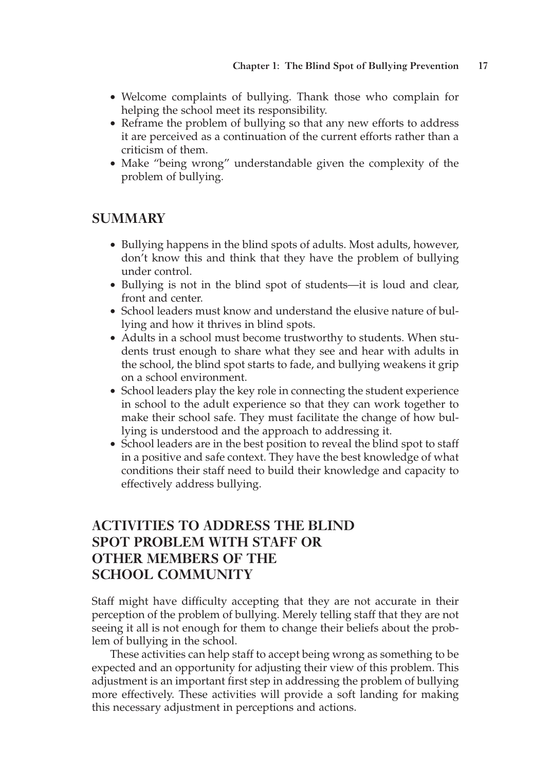- Welcome complaints of bullying. Thank those who complain for helping the school meet its responsibility.
- Reframe the problem of bullying so that any new efforts to address it are perceived as a continuation of the current efforts rather than a criticism of them.
- Make "being wrong" understandable given the complexity of the problem of bullying.

## SUMMARY

- Bullying happens in the blind spots of adults. Most adults, however, don't know this and think that they have the problem of bullying under control.
- Bullying is not in the blind spot of students—it is loud and clear, front and center.
- School leaders must know and understand the elusive nature of bullying and how it thrives in blind spots.
- Adults in a school must become trustworthy to students. When students trust enough to share what they see and hear with adults in the school, the blind spot starts to fade, and bullying weakens it grip on a school environment.
- School leaders play the key role in connecting the student experience in school to the adult experience so that they can work together to make their school safe. They must facilitate the change of how bullying is understood and the approach to addressing it.
- School leaders are in the best position to reveal the blind spot to staff in a positive and safe context. They have the best knowledge of what conditions their staff need to build their knowledge and capacity to effectively address bullying.

## ACTIVITIES TO ADDRESS THE BLIND SPOT PROBLEM WITH STAFF OR OTHER MEMBERS OF THE SCHOOL COMMUNITY

Staff might have difficulty accepting that they are not accurate in their perception of the problem of bullying. Merely telling staff that they are not seeing it all is not enough for them to change their beliefs about the problem of bullying in the school.

These activities can help staff to accept being wrong as something to be expected and an opportunity for adjusting their view of this problem. This adjustment is an important first step in addressing the problem of bullying more effectively. These activities will provide a soft landing for making this necessary adjustment in perceptions and actions.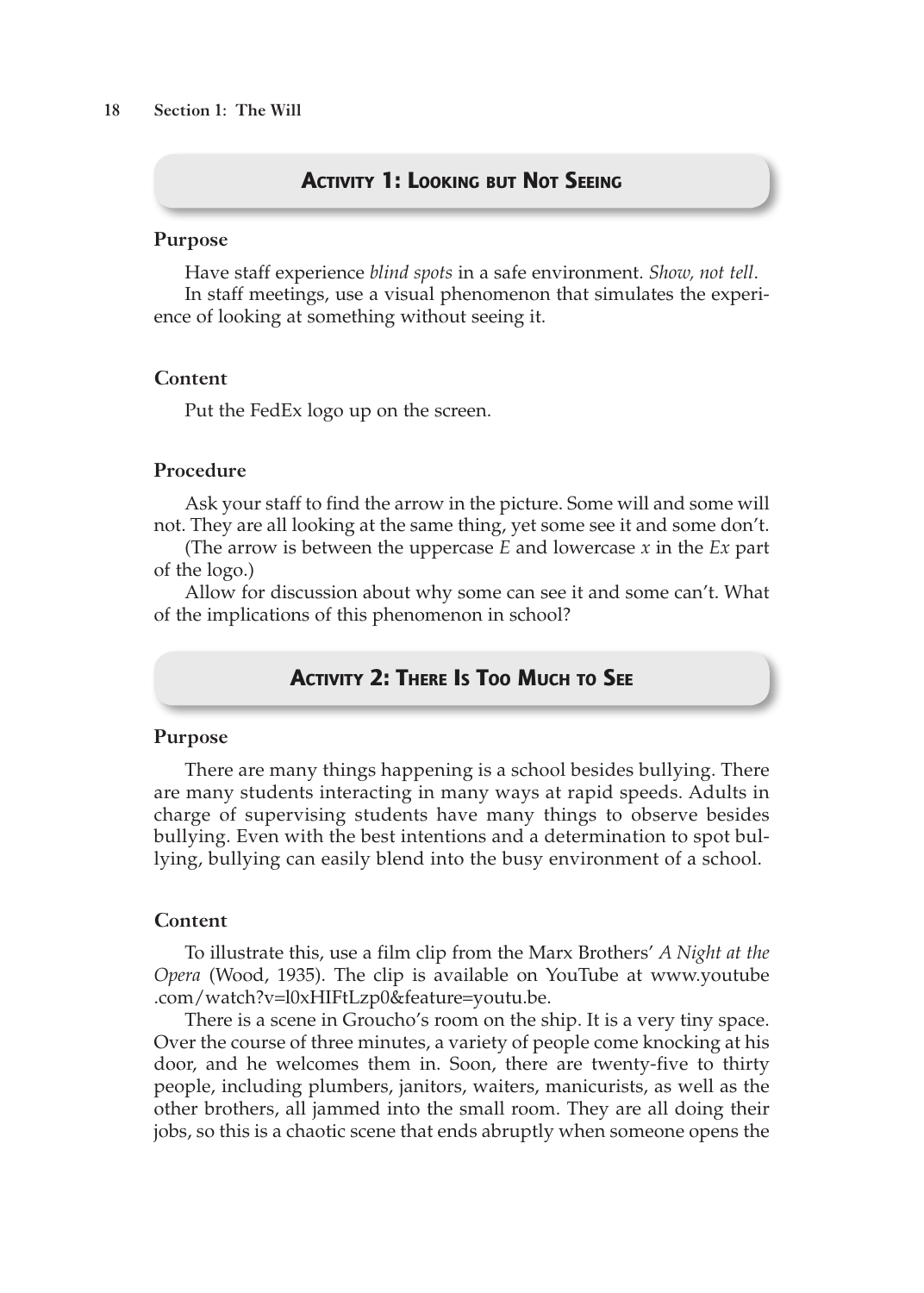## Activity 1: Looking but Not Seeing

### Purpose

Have staff experience *blind spots* in a safe environment. *Show, not tell.*

In staff meetings, use a visual phenomenon that simulates the experience of looking at something without seeing it.

### Content

Put the FedEx logo up on the screen.

### Procedure

Ask your staff to find the arrow in the picture. Some will and some will not. They are all looking at the same thing, yet some see it and some don't.

(The arrow is between the uppercase *E* and lowercase *x* in the *Ex* part of the logo.)

Allow for discussion about why some can see it and some can't. What of the implications of this phenomenon in school?

## Activity 2: There Is Too Much to See

### Purpose

There are many things happening is a school besides bullying. There are many students interacting in many ways at rapid speeds. Adults in charge of supervising students have many things to observe besides bullying. Even with the best intentions and a determination to spot bullying, bullying can easily blend into the busy environment of a school.

### Content

To illustrate this, use a film clip from the Marx Brothers' *A Night at the Opera* (Wood, 1935). The clip is available on YouTube at www.youtube.com/watch?v=l0xHIFtLzp0&feature=youtu.be.

There is a scene in Groucho's room on the ship. It is a very tiny space. Over the course of three minutes, a variety of people come knocking at his door, and he welcomes them in. Soon, there are twenty-five to thirty people, including plumbers, janitors, waiters, manicurists, as well as the other brothers, all jammed into the small room. They are all doing their jobs, so this is a chaotic scene that ends abruptly when someone opens the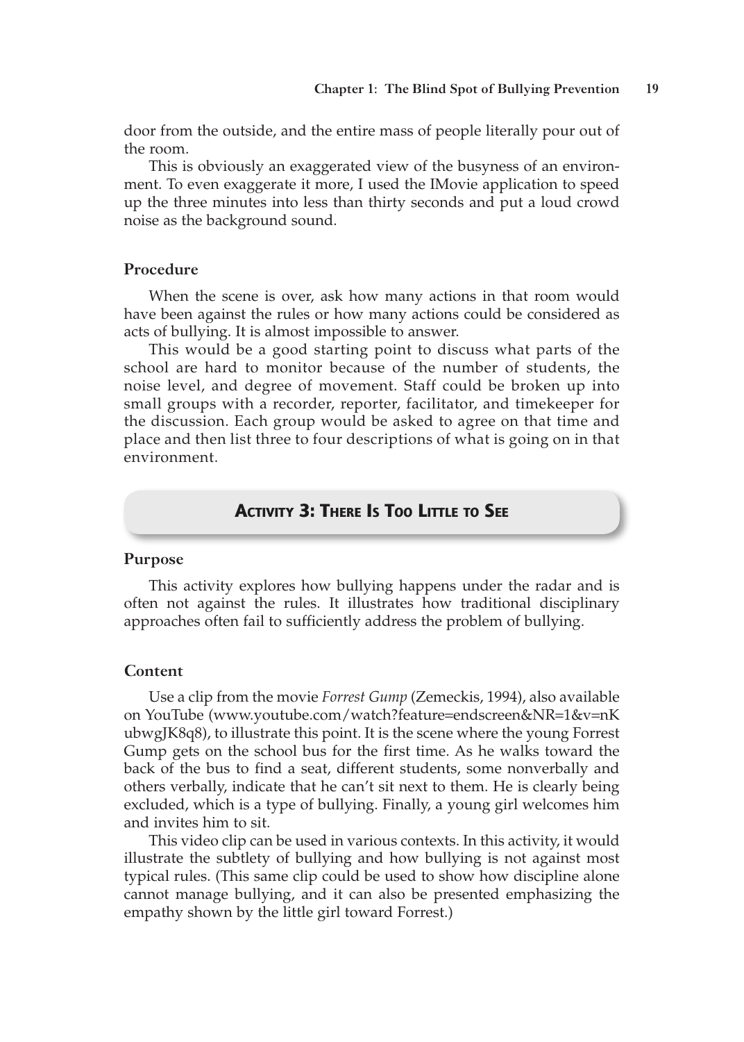door from the outside, and the entire mass of people literally pour out of the room.

This is obviously an exaggerated view of the busyness of an environment. To even exaggerate it more, I used the IMovie application to speed up the three minutes into less than thirty seconds and put a loud crowd noise as the background sound.

### Procedure

When the scene is over, ask how many actions in that room would have been against the rules or how many actions could be considered as acts of bullying. It is almost impossible to answer.

This would be a good starting point to discuss what parts of the school are hard to monitor because of the number of students, the noise level, and degree of movement. Staff could be broken up into small groups with a recorder, reporter, facilitator, and timekeeper for the discussion. Each group would be asked to agree on that time and place and then list three to four descriptions of what is going on in that environment.

## Activity 3: There Is Too Little to See

### Purpose

This activity explores how bullying happens under the radar and is often not against the rules. It illustrates how traditional disciplinary approaches often fail to sufficiently address the problem of bullying.

### Content

Use a clip from the movie *Forrest Gump* (Zemeckis, 1994), also available on YouTube (www.youtube.com/watch?feature=endscreen&NR=1&v=nKubwgJK8q8), to illustrate this point. It is the scene where the young Forrest Gump gets on the school bus for the first time. As he walks toward the back of the bus to find a seat, different students, some nonverbally and others verbally, indicate that he can't sit next to them. He is clearly being excluded, which is a type of bullying. Finally, a young girl welcomes him and invites him to sit.

This video clip can be used in various contexts. In this activity, it would illustrate the subtlety of bullying and how bullying is not against most typical rules. (This same clip could be used to show how discipline alone cannot manage bullying, and it can also be presented emphasizing the empathy shown by the little girl toward Forrest.)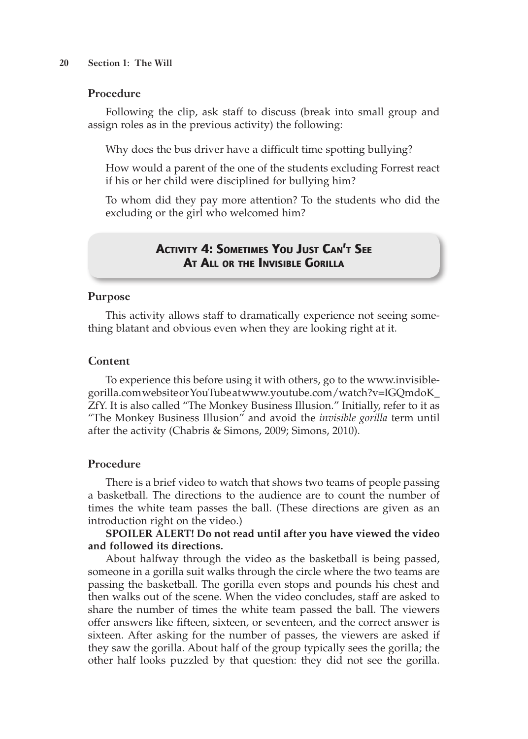### Procedure

Following the clip, ask staff to discuss (break into small group and assign roles as in the previous activity) the following:

> Why does the bus driver have a difficult time spotting bullying?
>
> How would a parent of the one of the students excluding Forrest react if his or her child were disciplined for bullying him?
>
> To whom did they pay more attention? To the students who did the excluding or the girl who welcomed him?

## Activity 4: Sometimes You Just Can't See At All or the Invisible Gorilla

### Purpose

This activity allows staff to dramatically experience not seeing something blatant and obvious even when they are looking right at it.

### Content

To experience this before using it with others, go to the www.invisiblegorilla.com website or YouTube at www.youtube.com/watch?v=IGQmdoK_ZfY. It is also called "The Monkey Business Illusion." Initially, refer to it as "The Monkey Business Illusion" and avoid the *invisible gorilla* term until after the activity (Chabris & Simons, 2009; Simons, 2010).

### Procedure

There is a brief video to watch that shows two teams of people passing a basketball. The directions to the audience are to count the number of times the white team passes the ball. (These directions are given as an introduction right on the video.)

**SPOILER ALERT! Do not read until after you have viewed the video and followed its directions.**

About halfway through the video as the basketball is being passed, someone in a gorilla suit walks through the circle where the two teams are passing the basketball. The gorilla even stops and pounds his chest and then walks out of the scene. When the video concludes, staff are asked to share the number of times the white team passed the ball. The viewers offer answers like fifteen, sixteen, or seventeen, and the correct answer is sixteen. After asking for the number of passes, the viewers are asked if they saw the gorilla. About half of the group typically sees the gorilla; the other half looks puzzled by that question: they did not see the gorilla.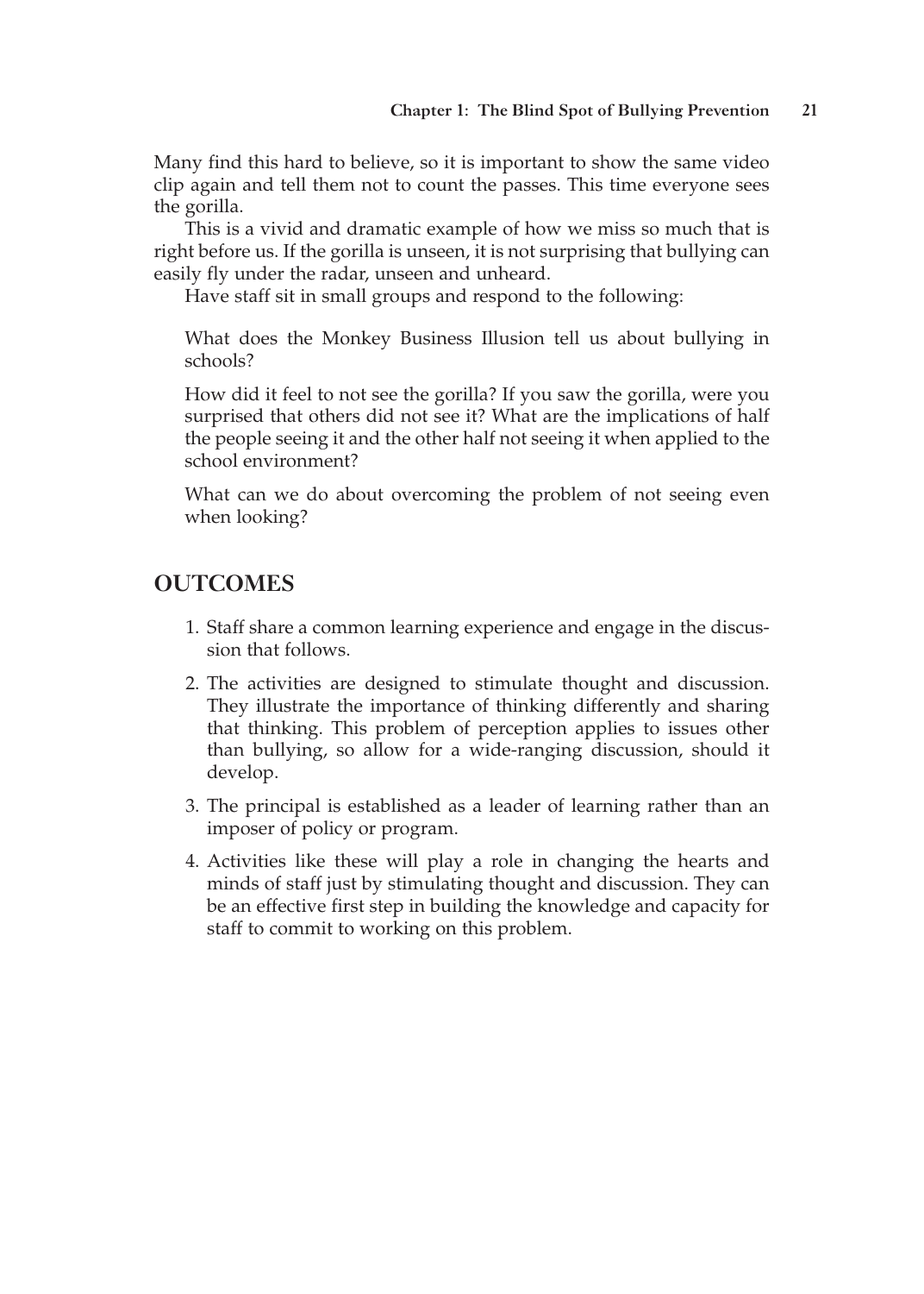Many find this hard to believe, so it is important to show the same video clip again and tell them not to count the passes. This time everyone sees the gorilla.

This is a vivid and dramatic example of how we miss so much that is right before us. If the gorilla is unseen, it is not surprising that bullying can easily fly under the radar, unseen and unheard.

Have staff sit in small groups and respond to the following:

> What does the Monkey Business Illusion tell us about bullying in schools?
>
> How did it feel to not see the gorilla? If you saw the gorilla, were you surprised that others did not see it? What are the implications of half the people seeing it and the other half not seeing it when applied to the school environment?
>
> What can we do about overcoming the problem of not seeing even when looking?

## OUTCOMES

1. Staff share a common learning experience and engage in the discussion that follows.
2. The activities are designed to stimulate thought and discussion. They illustrate the importance of thinking differently and sharing that thinking. This problem of perception applies to issues other than bullying, so allow for a wide-ranging discussion, should it develop.
3. The principal is established as a leader of learning rather than an imposer of policy or program.
4. Activities like these will play a role in changing the hearts and minds of staff just by stimulating thought and discussion. They can be an effective first step in building the knowledge and capacity for staff to commit to working on this problem.